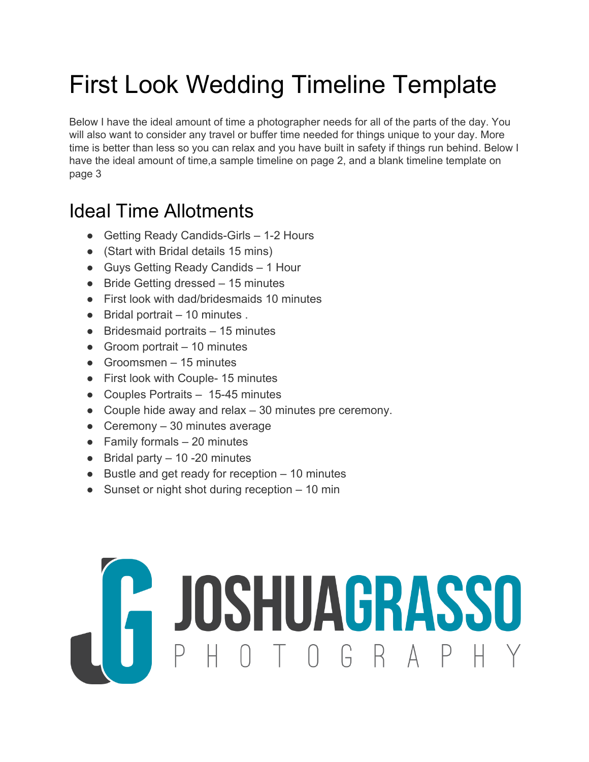# First Look Wedding Timeline Template

Below I have the ideal amount of time a photographer needs for all of the parts of the day. You will also want to consider any travel or buffer time needed for things unique to your day. More time is better than less so you can relax and you have built in safety if things run behind. Below I have the ideal amount of time,a sample timeline on page 2, and a blank timeline template on page 3

## Ideal Time Allotments

- Getting Ready Candids-Girls – 1-2 Hours
- (Start with Bridal details 15 mins)
- Guys Getting Ready Candids – 1 Hour
- Bride Getting dressed – 15 minutes
- First look with dad/bridesmaids 10 minutes
- Bridal portrait – 10 minutes .
- Bridesmaid portraits – 15 minutes
- Groom portrait – 10 minutes
- Groomsmen – 15 minutes
- First look with Couple- 15 minutes
- Couples Portraits – 15-45 minutes
- Couple hide away and relax – 30 minutes pre ceremony.
- Ceremony – 30 minutes average
- Family formals – 20 minutes
- Bridal party – 10 -20 minutes
- Bustle and get ready for reception – 10 minutes
- Sunset or night shot during reception – 10 min

JOSHUAGRASSO PHOTOGRAPHY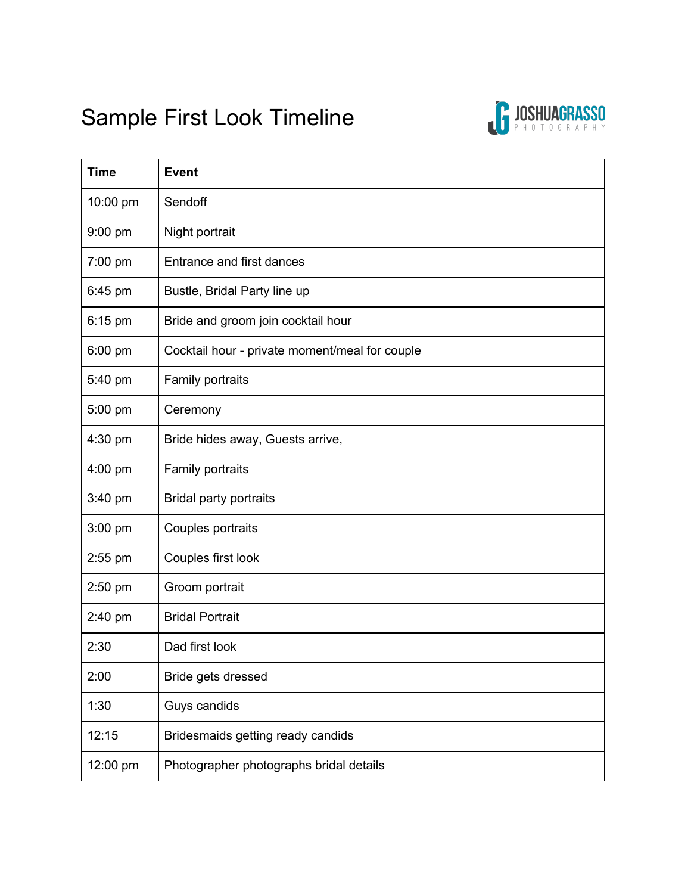# Sample First Look Timeline

JOSHUAGRASSO PHOTOGRAPHY

| Time | Event |
| --- | --- |
| 10:00 pm | Sendoff |
| 9:00 pm | Night portrait |
| 7:00 pm | Entrance and first dances |
| 6:45 pm | Bustle, Bridal Party line up |
| 6:15 pm | Bride and groom join cocktail hour |
| 6:00 pm | Cocktail hour - private moment/meal for couple |
| 5:40 pm | Family portraits |
| 5:00 pm | Ceremony |
| 4:30 pm | Bride hides away, Guests arrive, |
| 4:00 pm | Family portraits |
| 3:40 pm | Bridal party portraits |
| 3:00 pm | Couples portraits |
| 2:55 pm | Couples first look |
| 2:50 pm | Groom portrait |
| 2:40 pm | Bridal Portrait |
| 2:30 | Dad first look |
| 2:00 | Bride gets dressed |
| 1:30 | Guys candids |
| 12:15 | Bridesmaids getting ready candids |
| 12:00 pm | Photographer photographs bridal details |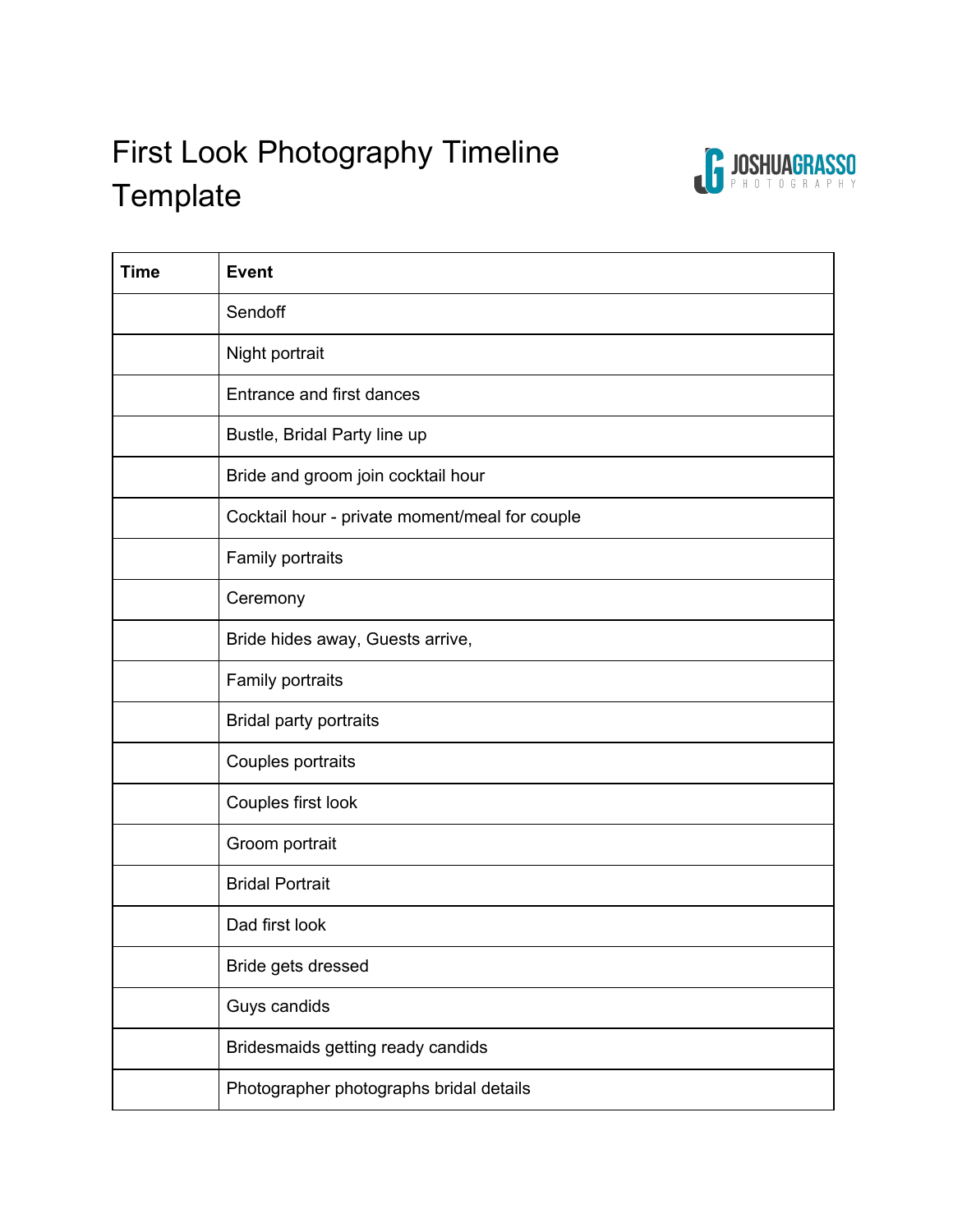# First Look Photography Timeline Template

JOSHUAGRASSO PHOTOGRAPHY

| Time | Event |
| --- | --- |
| | Sendoff |
| | Night portrait |
| | Entrance and first dances |
| | Bustle, Bridal Party line up |
| | Bride and groom join cocktail hour |
| | Cocktail hour - private moment/meal for couple |
| | Family portraits |
| | Ceremony |
| | Bride hides away, Guests arrive, |
| | Family portraits |
| | Bridal party portraits |
| | Couples portraits |
| | Couples first look |
| | Groom portrait |
| | Bridal Portrait |
| | Dad first look |
| | Bride gets dressed |
| | Guys candids |
| | Bridesmaids getting ready candids |
| | Photographer photographs bridal details |